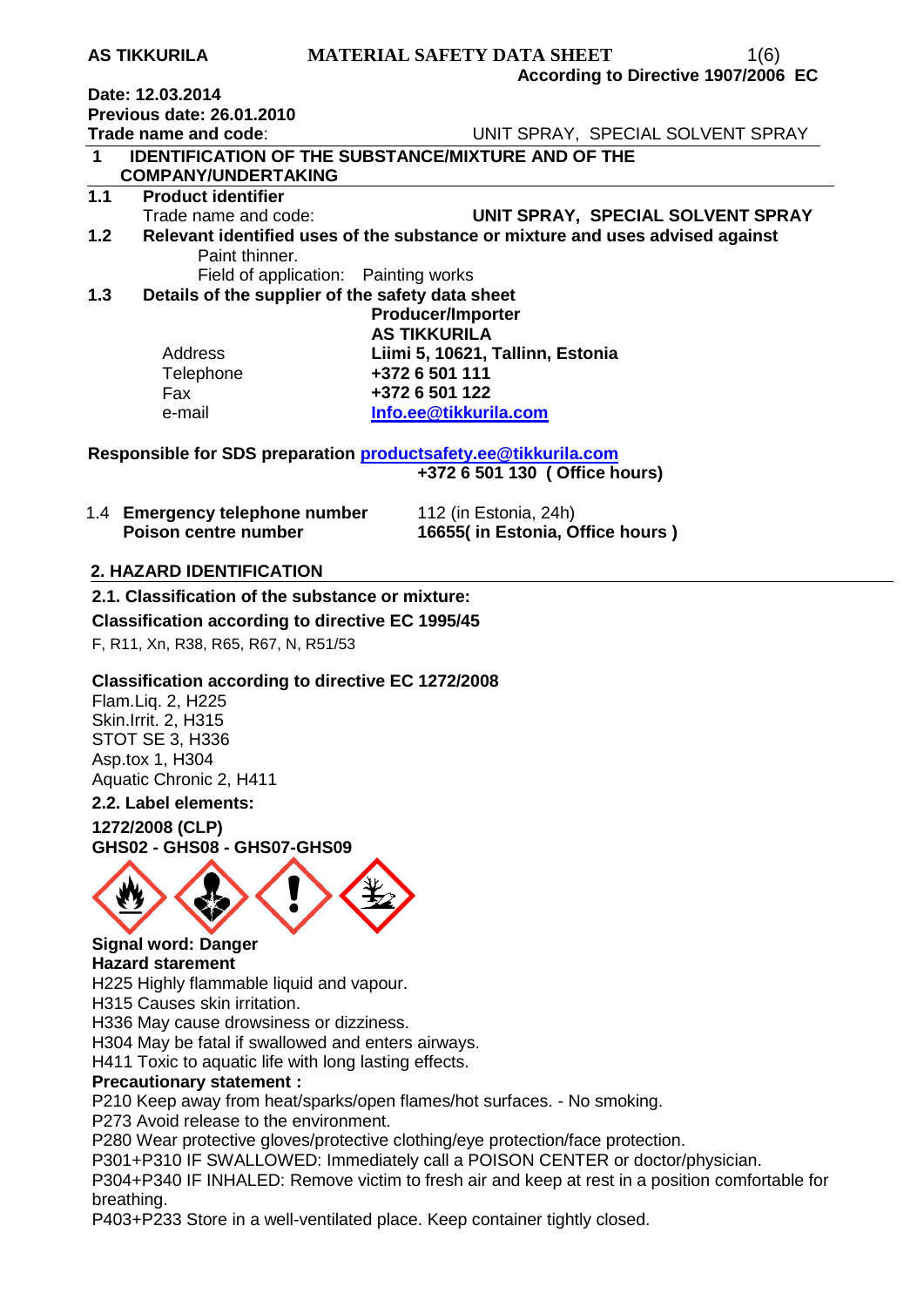**AS TIKKURILA** **MATERIAL SAFETY DATA SHEET**
**According to Directive 1907/2006 EC**

**Date: 12.03.2014**
**Previous date: 26.01.2010**
**Trade name and code**: UNIT SPRAY, SPECIAL SOLVENT SPRAY

## 1 IDENTIFICATION OF THE SUBSTANCE/MIXTURE AND OF THE COMPANY/UNDERTAKING

### 1.1 Product identifier

Trade name and code: **UNIT SPRAY, SPECIAL SOLVENT SPRAY**

### 1.2 Relevant identified uses of the substance or mixture and uses advised against

Paint thinner.
Field of application: Painting works

### 1.3 Details of the supplier of the safety data sheet

**Producer/Importer**
**AS TIKKURILA**

| | |
|---|---|
| Address | **Liimi 5, 10621, Tallinn, Estonia** |
| Telephone | **+372 6 501 111** |
| Fax | **+372 6 501 122** |
| e-mail | **Info.ee@tikkurila.com** |

**Responsible for SDS preparation productsafety.ee@tikkurila.com**
**+372 6 501 130 ( Office hours)**

1.4 **Emergency telephone number** 112 (in Estonia, 24h)
**Poison centre number** **16655( in Estonia, Office hours )**

## 2. HAZARD IDENTIFICATION

**2.1. Classification of the substance or mixture:**

**Classification according to directive EC 1995/45**

F, R11, Xn, R38, R65, R67, N, R51/53

**Classification according to directive EC 1272/2008**

Flam.Liq. 2, H225
Skin.Irrit. 2, H315
STOT SE 3, H336
Asp.tox 1, H304
Aquatic Chronic 2, H411

**2.2. Label elements:**

**1272/2008 (CLP)**
**GHS02 - GHS08 - GHS07-GHS09**

**Signal word: Danger**
**Hazard starement**

H225 Highly flammable liquid and vapour.
H315 Causes skin irritation.
H336 May cause drowsiness or dizziness.
H304 May be fatal if swallowed and enters airways.
H411 Toxic to aquatic life with long lasting effects.

**Precautionary statement :**

P210 Keep away from heat/sparks/open flames/hot surfaces. - No smoking.
P273 Avoid release to the environment.
P280 Wear protective gloves/protective clothing/eye protection/face protection.
P301+P310 IF SWALLOWED: Immediately call a POISON CENTER or doctor/physician.
P304+P340 IF INHALED: Remove victim to fresh air and keep at rest in a position comfortable for breathing.
P403+P233 Store in a well-ventilated place. Keep container tightly closed.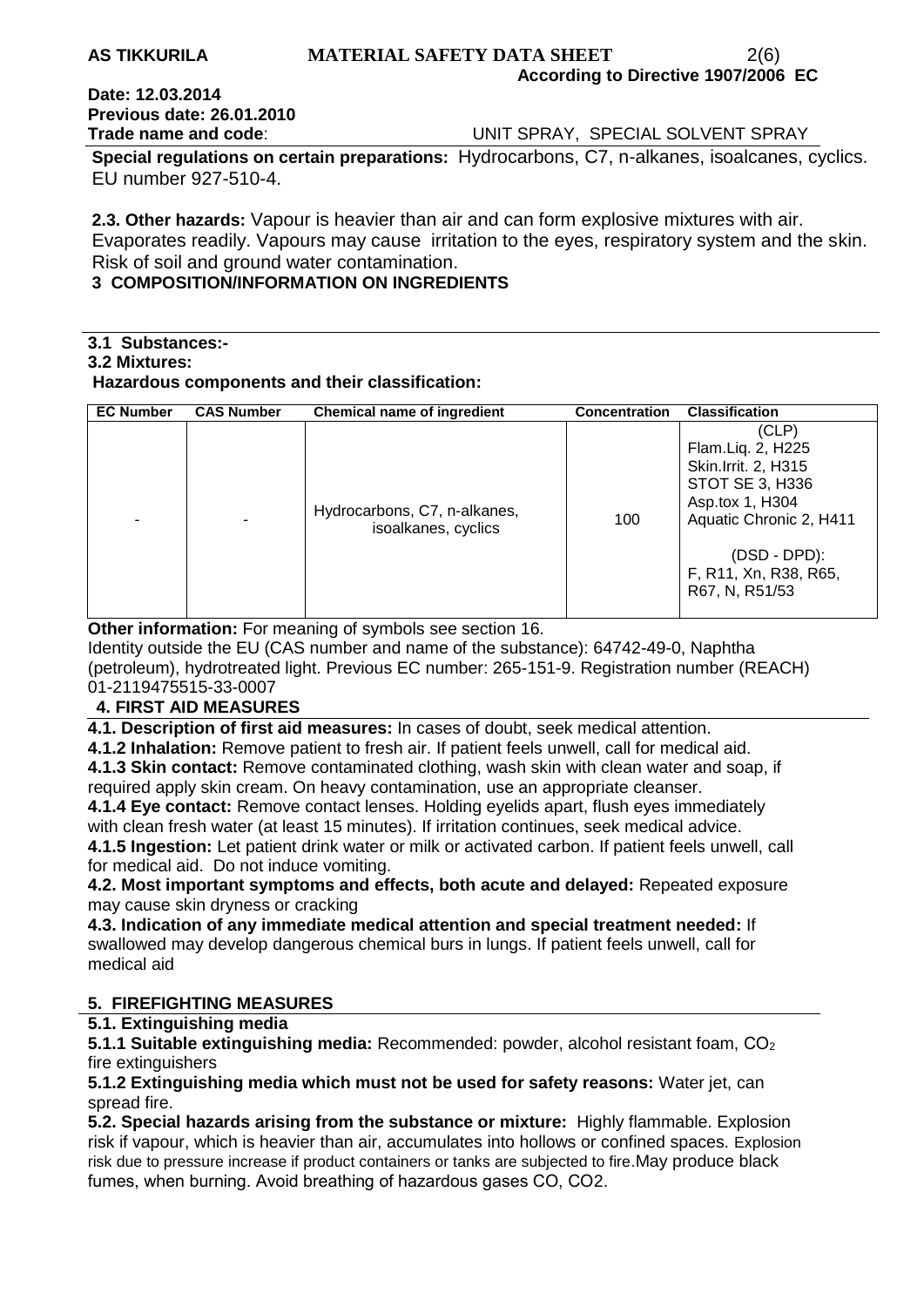**Date: 12.03.2014**
**Previous date: 26.01.2010**
**Trade name and code**: UNIT SPRAY, SPECIAL SOLVENT SPRAY

**Special regulations on certain preparations:** Hydrocarbons, C7, n-alkanes, isoalcanes, cyclics. EU number 927-510-4.

**2.3. Other hazards:** Vapour is heavier than air and can form explosive mixtures with air. Evaporates readily. Vapours may cause irritation to the eyes, respiratory system and the skin. Risk of soil and ground water contamination.

## 3 COMPOSITION/INFORMATION ON INGREDIENTS

**3.1 Substances:-**
**3.2 Mixtures:**
**Hazardous components and their classification:**

| EC Number | CAS Number | Chemical name of ingredient | Concentration | Classification |
|---|---|---|---|---|
| - | - | Hydrocarbons, C7, n-alkanes, isoalkanes, cyclics | 100 | (CLP) Flam.Liq. 2, H225 Skin.Irrit. 2, H315 STOT SE 3, H336 Asp.tox 1, H304 Aquatic Chronic 2, H411 (DSD - DPD): F, R11, Xn, R38, R65, R67, N, R51/53 |

**Other information:** For meaning of symbols see section 16.
Identity outside the EU (CAS number and name of the substance): 64742-49-0, Naphtha (petroleum), hydrotreated light. Previous EC number: 265-151-9. Registration number (REACH) 01-2119475515-33-0007

## 4. FIRST AID MEASURES

**4.1. Description of first aid measures:** In cases of doubt, seek medical attention.
**4.1.2 Inhalation:** Remove patient to fresh air. If patient feels unwell, call for medical aid.
**4.1.3 Skin contact:** Remove contaminated clothing, wash skin with clean water and soap, if required apply skin cream. On heavy contamination, use an appropriate cleanser.
**4.1.4 Eye contact:** Remove contact lenses. Holding eyelids apart, flush eyes immediately with clean fresh water (at least 15 minutes). If irritation continues, seek medical advice.
**4.1.5 Ingestion:** Let patient drink water or milk or activated carbon. If patient feels unwell, call for medical aid. Do not induce vomiting.
**4.2. Most important symptoms and effects, both acute and delayed:** Repeated exposure may cause skin dryness or cracking
**4.3. Indication of any immediate medical attention and special treatment needed:** If swallowed may develop dangerous chemical burs in lungs. If patient feels unwell, call for medical aid

## 5. FIREFIGHTING MEASURES

**5.1. Extinguishing media**
**5.1.1 Suitable extinguishing media:** Recommended: powder, alcohol resistant foam, $CO_2$ fire extinguishers
**5.1.2 Extinguishing media which must not be used for safety reasons:** Water jet, can spread fire.
**5.2. Special hazards arising from the substance or mixture:** Highly flammable. Explosion risk if vapour, which is heavier than air, accumulates into hollows or confined spaces. Explosion risk due to pressure increase if product containers or tanks are subjected to fire.May produce black fumes, when burning. Avoid breathing of hazardous gases CO, $CO_2$.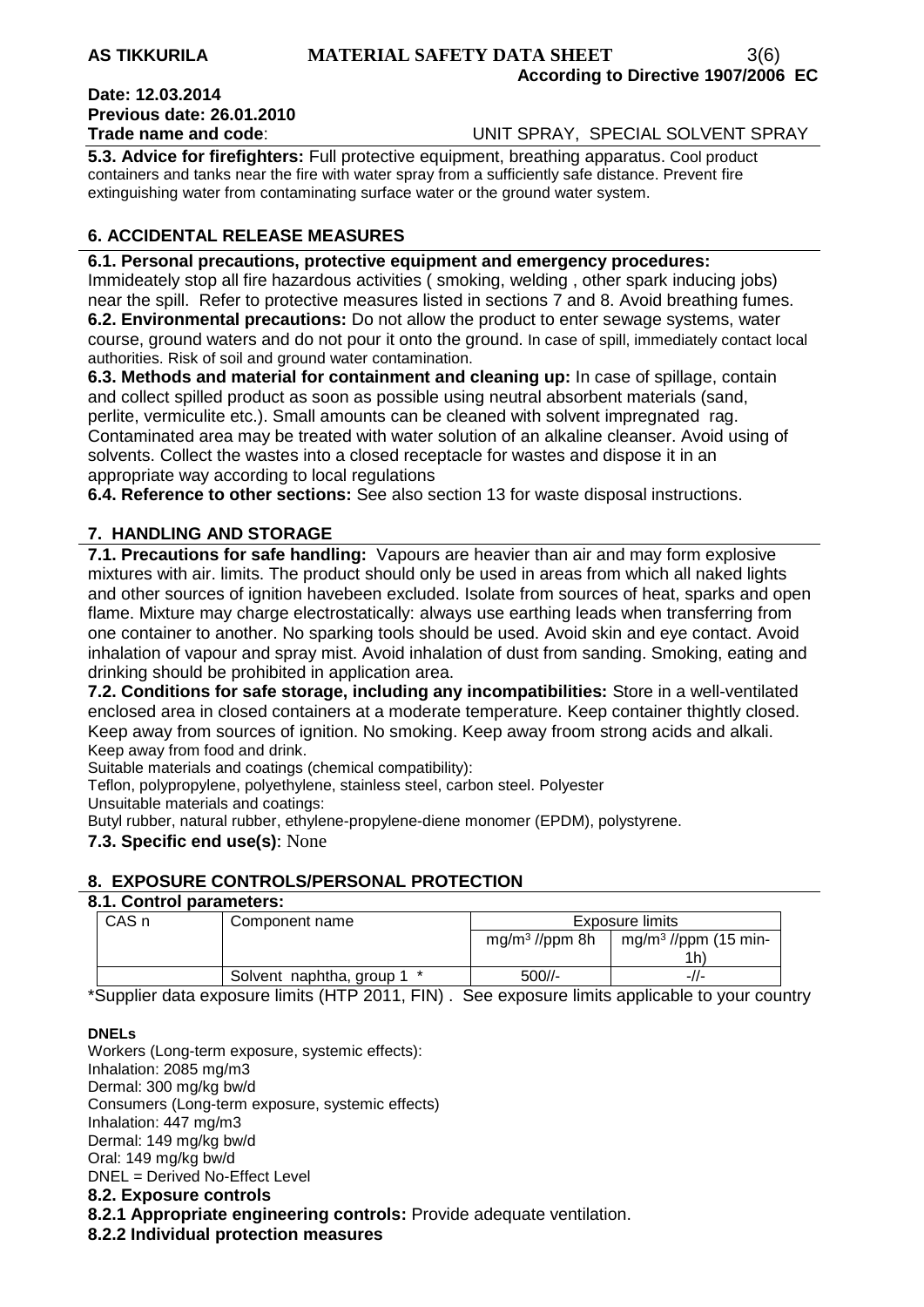**Date: 12.03.2014**
**Previous date: 26.01.2010**
**Trade name and code**: UNIT SPRAY, SPECIAL SOLVENT SPRAY

**5.3. Advice for firefighters:** Full protective equipment, breathing apparatus. Cool product containers and tanks near the fire with water spray from a sufficiently safe distance. Prevent fire extinguishing water from contaminating surface water or the ground water system.

## 6. ACCIDENTAL RELEASE MEASURES

**6.1. Personal precautions, protective equipment and emergency procedures:**
Immideately stop all fire hazardous activities ( smoking, welding , other spark inducing jobs) near the spill. Refer to protective measures listed in sections 7 and 8. Avoid breathing fumes.
**6.2. Environmental precautions:** Do not allow the product to enter sewage systems, water course, ground waters and do not pour it onto the ground. In case of spill, immediately contact local authorities. Risk of soil and ground water contamination.
**6.3. Methods and material for containment and cleaning up:** In case of spillage, contain and collect spilled product as soon as possible using neutral absorbent materials (sand, perlite, vermiculite etc.). Small amounts can be cleaned with solvent impregnated rag. Contaminated area may be treated with water solution of an alkaline cleanser. Avoid using of solvents. Collect the wastes into a closed receptacle for wastes and dispose it in an appropriate way according to local regulations
**6.4. Reference to other sections:** See also section 13 for waste disposal instructions.

## 7. HANDLING AND STORAGE

**7.1. Precautions for safe handling:** Vapours are heavier than air and may form explosive mixtures with air. limits. The product should only be used in areas from which all naked lights and other sources of ignition havebeen excluded. Isolate from sources of heat, sparks and open flame. Mixture may charge electrostatically: always use earthing leads when transferring from one container to another. No sparking tools should be used. Avoid skin and eye contact. Avoid inhalation of vapour and spray mist. Avoid inhalation of dust from sanding. Smoking, eating and drinking should be prohibited in application area.
**7.2. Conditions for safe storage, including any incompatibilities:** Store in a well-ventilated enclosed area in closed containers at a moderate temperature. Keep container thightly closed. Keep away from sources of ignition. No smoking. Keep away froom strong acids and alkali. Keep away from food and drink.
Suitable materials and coatings (chemical compatibility):
Teflon, polypropylene, polyethylene, stainless steel, carbon steel. Polyester
Unsuitable materials and coatings:
Butyl rubber, natural rubber, ethylene-propylene-diene monomer (EPDM), polystyrene.
**7.3. Specific end use(s)**: None

## 8. EXPOSURE CONTROLS/PERSONAL PROTECTION

**8.1. Control parameters:**

| CAS n | Component name | Exposure limits | |
|---|---|---|---|
| | | mg/m³ //ppm 8h | mg/m³ //ppm (15 min-1h) |
| | Solvent naphtha, group 1 * | 500//- | -//- |

*Supplier data exposure limits (HTP 2011, FIN) . See exposure limits applicable to your country

**DNELs**
Workers (Long-term exposure, systemic effects):
Inhalation: 2085 mg/m3
Dermal: 300 mg/kg bw/d
Consumers (Long-term exposure, systemic effects)
Inhalation: 447 mg/m3
Dermal: 149 mg/kg bw/d
Oral: 149 mg/kg bw/d
DNEL = Derived No-Effect Level

**8.2. Exposure controls**
**8.2.1 Appropriate engineering controls:** Provide adequate ventilation.
**8.2.2 Individual protection measures**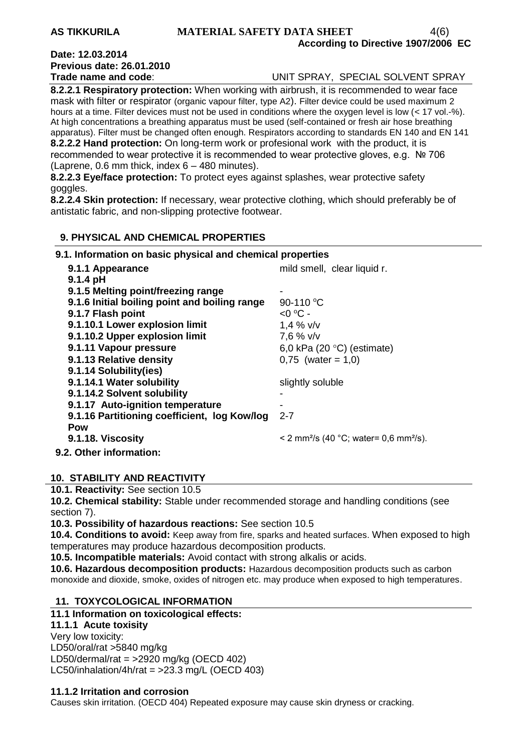**Date: 12.03.2014**
**Previous date: 26.01.2010**
**Trade name and code**: UNIT SPRAY, SPECIAL SOLVENT SPRAY

**8.2.2.1 Respiratory protection:** When working with airbrush, it is recommended to wear face mask with filter or respirator (organic vapour filter, type A2). Filter device could be used maximum 2 hours at a time. Filter devices must not be used in conditions where the oxygen level is low (< 17 vol.-%). At high concentrations a breathing apparatus must be used (self-contained or fresh air hose breathing apparatus). Filter must be changed often enough. Respirators according to standards EN 140 and EN 141

**8.2.2.2 Hand protection:** On long-term work or profesional work with the product, it is recommended to wear protective it is recommended to wear protective gloves, e.g. № 706 (Laprene, 0.6 mm thick, index 6 – 480 minutes).

**8.2.2.3 Eye/face protection:** To protect eyes against splashes, wear protective safety goggles.

**8.2.2.4 Skin protection:** If necessary, wear protective clothing, which should preferably be of antistatic fabric, and non-slipping protective footwear.

## 9. PHYSICAL AND CHEMICAL PROPERTIES

### 9.1. Information on basic physical and chemical properties

| | |
|---|---|
| **9.1.1 Appearance** | mild smell, clear liquid r. |
| **9.1.4 pH** | |
| **9.1.5 Melting point/freezing range** | - |
| **9.1.6 Initial boiling point and boiling range** | 90-110 °C |
| **9.1.7 Flash point** | <0 °C - |
| **9.1.10.1 Lower explosion limit** | 1,4 % v/v |
| **9.1.10.2 Upper explosion limit** | 7,6 % v/v |
| **9.1.11 Vapour pressure** | 6,0 kPa (20 °C) (estimate) |
| **9.1.13 Relative density** | 0,75 (water = 1,0) |
| **9.1.14 Solubility(ies)** | |
| **9.1.14.1 Water solubility** | slightly soluble |
| **9.1.14.2 Solvent solubility** | - |
| **9.1.17 Auto-ignition temperature** | - |
| **9.1.16 Partitioning coefficient, log Kow/log Pow** | 2-7 |
| **9.1.18. Viscosity** | < 2 mm²/s (40 °C; water= 0,6 mm²/s). |

**9.2. Other information:**

## 10. STABILITY AND REACTIVITY

**10.1. Reactivity:** See section 10.5

**10.2. Chemical stability:** Stable under recommended storage and handling conditions (see section 7).

**10.3. Possibility of hazardous reactions:** See section 10.5

**10.4. Conditions to avoid:** Keep away from fire, sparks and heated surfaces. When exposed to high temperatures may produce hazardous decomposition products.

**10.5. Incompatible materials:** Avoid contact with strong alkalis or acids.

**10.6. Hazardous decomposition products:** Hazardous decomposition products such as carbon monoxide and dioxide, smoke, oxides of nitrogen etc. may produce when exposed to high temperatures.

## 11. TOXYCOLOGICAL INFORMATION

**11.1 Information on toxicological effects:**

**11.1.1 Acute toxisity**

Very low toxicity:
LD50/oral/rat >5840 mg/kg
LD50/dermal/rat = >2920 mg/kg (OECD 402)
LC50/inhalation/4h/rat = >23.3 mg/L (OECD 403)

**11.1.2 Irritation and corrosion**

Causes skin irritation. (OECD 404) Repeated exposure may cause skin dryness or cracking.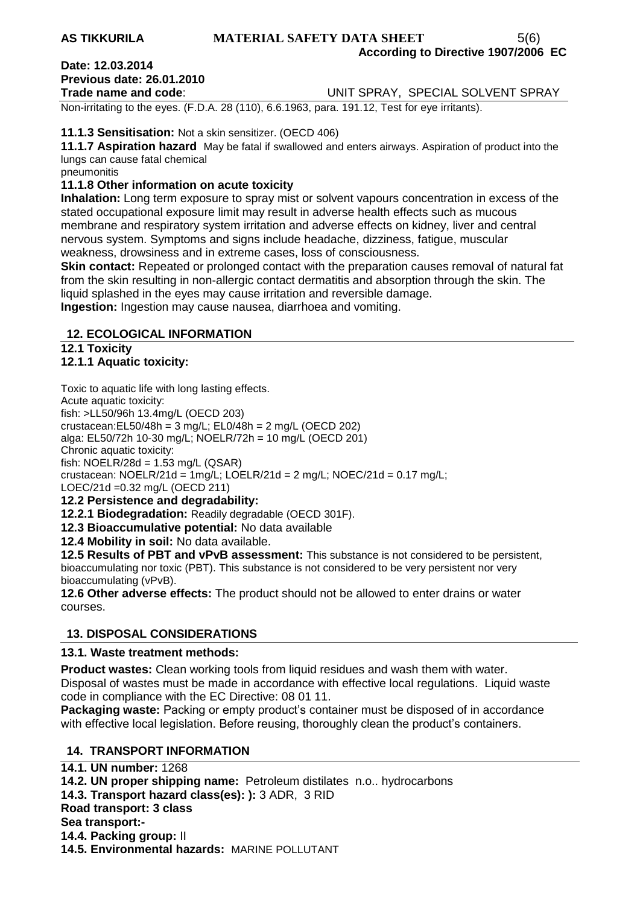Non-irritating to the eyes. (F.D.A. 28 (110), 6.6.1963, para. 191.12, Test for eye irritants).

**11.1.3 Sensitisation:** Not a skin sensitizer. (OECD 406)

**11.1.7 Aspiration hazard** May be fatal if swallowed and enters airways. Aspiration of product into the lungs can cause fatal chemical pneumonitis

**11.1.8 Other information on acute toxicity**

**Inhalation:** Long term exposure to spray mist or solvent vapours concentration in excess of the stated occupational exposure limit may result in adverse health effects such as mucous membrane and respiratory system irritation and adverse effects on kidney, liver and central nervous system. Symptoms and signs include headache, dizziness, fatigue, muscular weakness, drowsiness and in extreme cases, loss of consciousness.

**Skin contact:** Repeated or prolonged contact with the preparation causes removal of natural fat from the skin resulting in non-allergic contact dermatitis and absorption through the skin. The liquid splashed in the eyes may cause irritation and reversible damage.

**Ingestion:** Ingestion may cause nausea, diarrhoea and vomiting.

## 12. ECOLOGICAL INFORMATION

**12.1 Toxicity**

**12.1.1 Aquatic toxicity:**

Toxic to aquatic life with long lasting effects.
Acute aquatic toxicity:
fish: >LL50/96h 13.4mg/L (OECD 203)
crustacean:EL50/48h = 3 mg/L; EL0/48h = 2 mg/L (OECD 202)
alga: EL50/72h 10-30 mg/L; NOELR/72h = 10 mg/L (OECD 201)
Chronic aquatic toxicity:
fish: NOELR/28d = 1.53 mg/L (QSAR)
crustacean: NOELR/21d = 1mg/L; LOELR/21d = 2 mg/L; NOEC/21d = 0.17 mg/L;
LOEC/21d =0.32 mg/L (OECD 211)

**12.2 Persistence and degradability:**

**12.2.1 Biodegradation:** Readily degradable (OECD 301F).

**12.3 Bioaccumulative potential:** No data available

**12.4 Mobility in soil:** No data available.

**12.5 Results of PBT and vPvB assessment:** This substance is not considered to be persistent, bioaccumulating nor toxic (PBT). This substance is not considered to be very persistent nor very bioaccumulating (vPvB).

**12.6 Other adverse effects:** The product should not be allowed to enter drains or water courses.

## 13. DISPOSAL CONSIDERATIONS

**13.1. Waste treatment methods:**

**Product wastes:** Clean working tools from liquid residues and wash them with water. Disposal of wastes must be made in accordance with effective local regulations. Liquid waste code in compliance with the EC Directive: 08 01 11.

**Packaging waste:** Packing or empty product's container must be disposed of in accordance with effective local legislation. Before reusing, thoroughly clean the product's containers.

## 14. TRANSPORT INFORMATION

**14.1. UN number:** 1268

**14.2. UN proper shipping name:** Petroleum distilates n.o.. hydrocarbons

**14.3. Transport hazard class(es): ):** 3 ADR, 3 RID

**Road transport: 3 class**

**Sea transport:-**

**14.4. Packing group:** II

**14.5. Environmental hazards:** MARINE POLLUTANT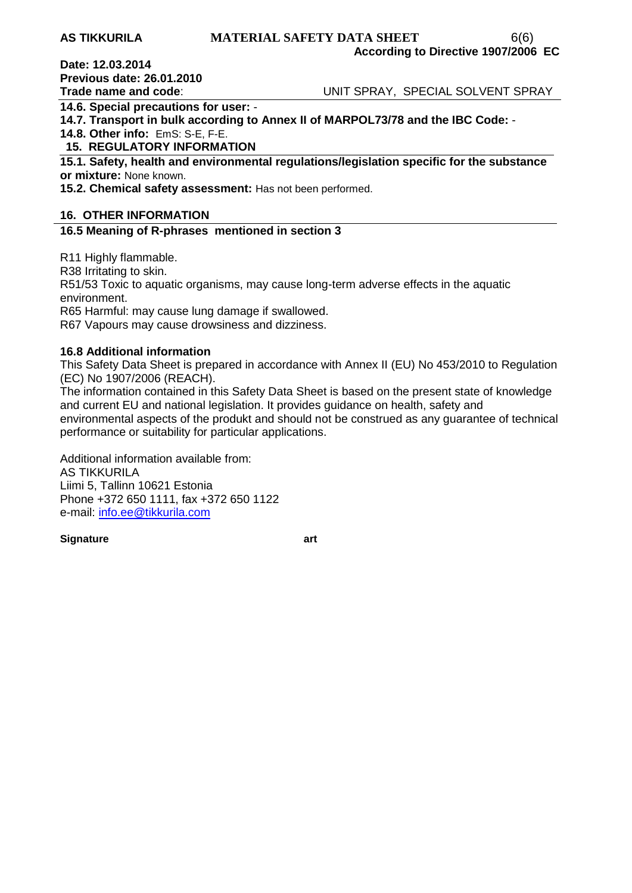**Date: 12.03.2014**
**Previous date: 26.01.2010**
**Trade name and code**: UNIT SPRAY, SPECIAL SOLVENT SPRAY

**14.6. Special precautions for user:** -

**14.7. Transport in bulk according to Annex II of MARPOL73/78 and the IBC Code:** -

**14.8. Other info:** EmS: S-E, F-E.

## 15. REGULATORY INFORMATION

**15.1. Safety, health and environmental regulations/legislation specific for the substance or mixture:** None known.

**15.2. Chemical safety assessment:** Has not been performed.

## 16. OTHER INFORMATION

### 16.5 Meaning of R-phrases mentioned in section 3

R11 Highly flammable.
R38 Irritating to skin.
R51/53 Toxic to aquatic organisms, may cause long-term adverse effects in the aquatic environment.
R65 Harmful: may cause lung damage if swallowed.
R67 Vapours may cause drowsiness and dizziness.

### 16.8 Additional information

This Safety Data Sheet is prepared in accordance with Annex II (EU) No 453/2010 to Regulation (EC) No 1907/2006 (REACH).
The information contained in this Safety Data Sheet is based on the present state of knowledge and current EU and national legislation. It provides guidance on health, safety and environmental aspects of the produkt and should not be construed as any guarantee of technical performance or suitability for particular applications.

Additional information available from:
AS TIKKURILA
Liimi 5, Tallinn 10621 Estonia
Phone +372 650 1111, fax +372 650 1122
e-mail: info.ee@tikkurila.com

**Signature** **art**